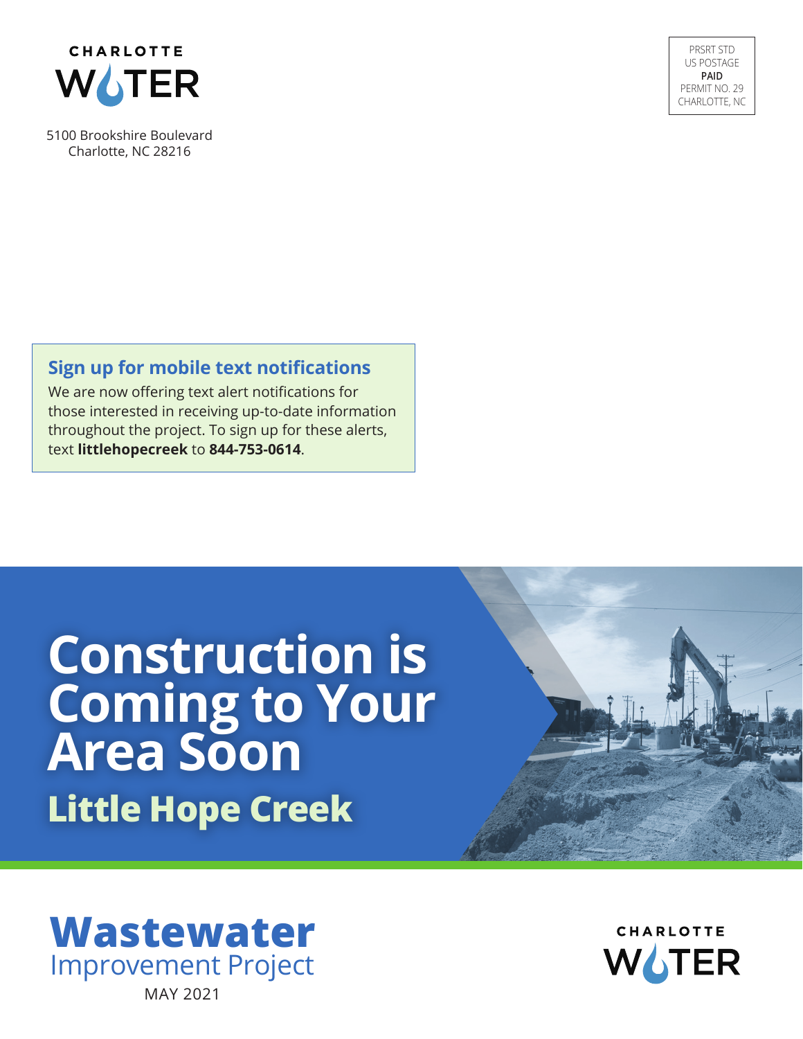CHARLOTTE WATER

5100 Brookshire Boulevard
Charlotte, NC 28216

PRSRT STD
US POSTAGE
**PAID**
PERMIT NO. 29
CHARLOTTE, NC

## Sign up for mobile text notifications

We are now offering text alert notifications for those interested in receiving up-to-date information throughout the project. To sign up for these alerts, text **littlehopecreek** to **844-753-0614**.

# Construction is Coming to Your Area Soon

## Little Hope Creek

**Wastewater**
Improvement Project

MAY 2021

CHARLOTTE WATER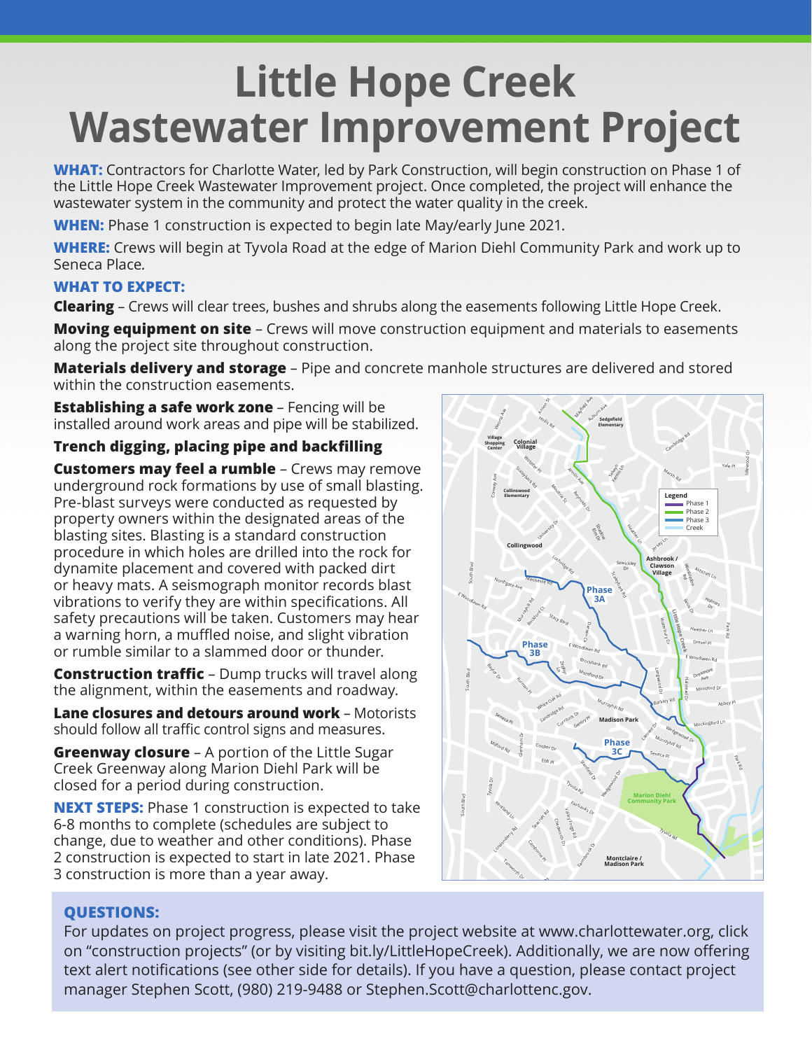# Little Hope Creek Wastewater Improvement Project

**WHAT:** Contractors for Charlotte Water, led by Park Construction, will begin construction on Phase 1 of the Little Hope Creek Wastewater Improvement project. Once completed, the project will enhance the wastewater system in the community and protect the water quality in the creek.

**WHEN:** Phase 1 construction is expected to begin late May/early June 2021.

**WHERE:** Crews will begin at Tyvola Road at the edge of Marion Diehl Community Park and work up to Seneca Place.

**WHAT TO EXPECT:**

**Clearing** – Crews will clear trees, bushes and shrubs along the easements following Little Hope Creek.

**Moving equipment on site** – Crews will move construction equipment and materials to easements along the project site throughout construction.

**Materials delivery and storage** – Pipe and concrete manhole structures are delivered and stored within the construction easements.

**Establishing a safe work zone** – Fencing will be installed around work areas and pipe will be stabilized.

**Trench digging, placing pipe and backfilling**

**Customers may feel a rumble** – Crews may remove underground rock formations by use of small blasting. Pre-blast surveys were conducted as requested by property owners within the designated areas of the blasting sites. Blasting is a standard construction procedure in which holes are drilled into the rock for dynamite placement and covered with packed dirt or heavy mats. A seismograph monitor records blast vibrations to verify they are within specifications. All safety precautions will be taken. Customers may hear a warning horn, a muffled noise, and slight vibration or rumble similar to a slammed door or thunder.

**Construction traffic** – Dump trucks will travel along the alignment, within the easements and roadway.

**Lane closures and detours around work** – Motorists should follow all traffic control signs and measures.

**Greenway closure** – A portion of the Little Sugar Creek Greenway along Marion Diehl Park will be closed for a period during construction.

**NEXT STEPS:** Phase 1 construction is expected to take 6-8 months to complete (schedules are subject to change, due to weather and other conditions). Phase 2 construction is expected to start in late 2021. Phase 3 construction is more than a year away.

Legend
Phase 1
Phase 2
Phase 3
Creek

Phase 3A
Phase 3B
Phase 3C
Little Hope Creek
Marion Diehl Community Park
Madison Park
Montclaire / Madison Park
Ashbrook / Clawson Village
Collingwood
Colonial Village
Sedgefield Elementary

## QUESTIONS:

For updates on project progress, please visit the project website at www.charlottewater.org, click on "construction projects" (or by visiting bit.ly/LittleHopeCreek). Additionally, we are now offering text alert notifications (see other side for details). If you have a question, please contact project manager Stephen Scott, (980) 219-9488 or Stephen.Scott@charlottenc.gov.